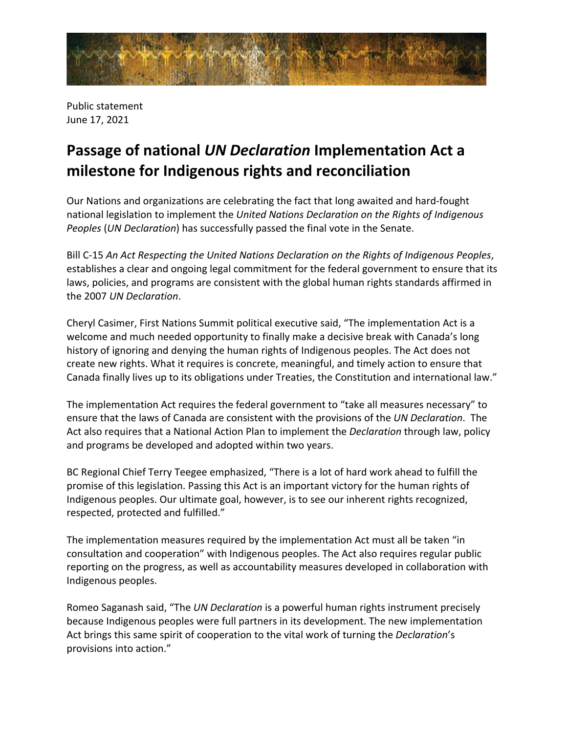Public statement
June 17, 2021

# Passage of national *UN Declaration* Implementation Act a milestone for Indigenous rights and reconciliation

Our Nations and organizations are celebrating the fact that long awaited and hard-fought national legislation to implement the *United Nations Declaration on the Rights of Indigenous Peoples* (*UN Declaration*) has successfully passed the final vote in the Senate.

Bill C-15 *An Act Respecting the United Nations Declaration on the Rights of Indigenous Peoples*, establishes a clear and ongoing legal commitment for the federal government to ensure that its laws, policies, and programs are consistent with the global human rights standards affirmed in the 2007 *UN Declaration*.

Cheryl Casimer, First Nations Summit political executive said, "The implementation Act is a welcome and much needed opportunity to finally make a decisive break with Canada's long history of ignoring and denying the human rights of Indigenous peoples. The Act does not create new rights. What it requires is concrete, meaningful, and timely action to ensure that Canada finally lives up to its obligations under Treaties, the Constitution and international law."

The implementation Act requires the federal government to "take all measures necessary" to ensure that the laws of Canada are consistent with the provisions of the *UN Declaration*. The Act also requires that a National Action Plan to implement the *Declaration* through law, policy and programs be developed and adopted within two years.

BC Regional Chief Terry Teegee emphasized, "There is a lot of hard work ahead to fulfill the promise of this legislation. Passing this Act is an important victory for the human rights of Indigenous peoples. Our ultimate goal, however, is to see our inherent rights recognized, respected, protected and fulfilled."

The implementation measures required by the implementation Act must all be taken "in consultation and cooperation" with Indigenous peoples. The Act also requires regular public reporting on the progress, as well as accountability measures developed in collaboration with Indigenous peoples.

Romeo Saganash said, "The *UN Declaration* is a powerful human rights instrument precisely because Indigenous peoples were full partners in its development. The new implementation Act brings this same spirit of cooperation to the vital work of turning the *Declaration*'s provisions into action."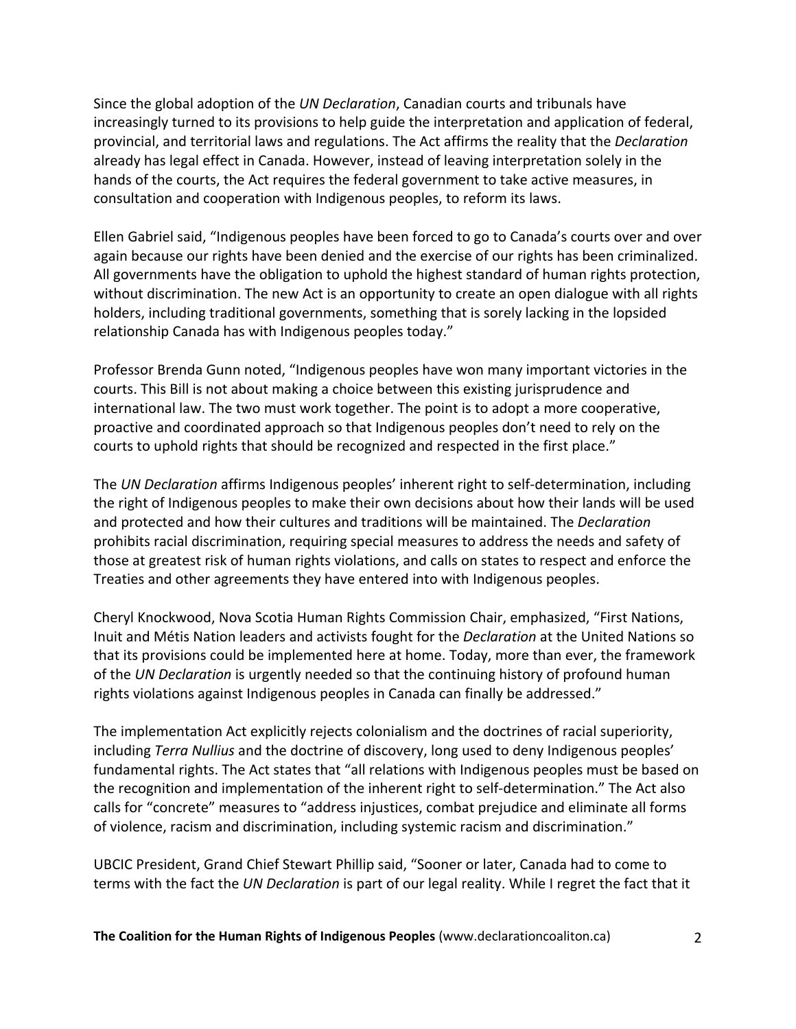Since the global adoption of the *UN Declaration*, Canadian courts and tribunals have increasingly turned to its provisions to help guide the interpretation and application of federal, provincial, and territorial laws and regulations. The Act affirms the reality that the *Declaration* already has legal effect in Canada. However, instead of leaving interpretation solely in the hands of the courts, the Act requires the federal government to take active measures, in consultation and cooperation with Indigenous peoples, to reform its laws.

Ellen Gabriel said, “Indigenous peoples have been forced to go to Canada’s courts over and over again because our rights have been denied and the exercise of our rights has been criminalized. All governments have the obligation to uphold the highest standard of human rights protection, without discrimination. The new Act is an opportunity to create an open dialogue with all rights holders, including traditional governments, something that is sorely lacking in the lopsided relationship Canada has with Indigenous peoples today.”

Professor Brenda Gunn noted, “Indigenous peoples have won many important victories in the courts. This Bill is not about making a choice between this existing jurisprudence and international law. The two must work together. The point is to adopt a more cooperative, proactive and coordinated approach so that Indigenous peoples don’t need to rely on the courts to uphold rights that should be recognized and respected in the first place.”

The *UN Declaration* affirms Indigenous peoples’ inherent right to self-determination, including the right of Indigenous peoples to make their own decisions about how their lands will be used and protected and how their cultures and traditions will be maintained. The *Declaration* prohibits racial discrimination, requiring special measures to address the needs and safety of those at greatest risk of human rights violations, and calls on states to respect and enforce the Treaties and other agreements they have entered into with Indigenous peoples.

Cheryl Knockwood, Nova Scotia Human Rights Commission Chair, emphasized, “First Nations, Inuit and Métis Nation leaders and activists fought for the *Declaration* at the United Nations so that its provisions could be implemented here at home. Today, more than ever, the framework of the *UN Declaration* is urgently needed so that the continuing history of profound human rights violations against Indigenous peoples in Canada can finally be addressed.”

The implementation Act explicitly rejects colonialism and the doctrines of racial superiority, including *Terra Nullius* and the doctrine of discovery, long used to deny Indigenous peoples’ fundamental rights. The Act states that “all relations with Indigenous peoples must be based on the recognition and implementation of the inherent right to self-determination.” The Act also calls for “concrete” measures to “address injustices, combat prejudice and eliminate all forms of violence, racism and discrimination, including systemic racism and discrimination.”

UBCIC President, Grand Chief Stewart Phillip said, “Sooner or later, Canada had to come to terms with the fact the *UN Declaration* is part of our legal reality. While I regret the fact that it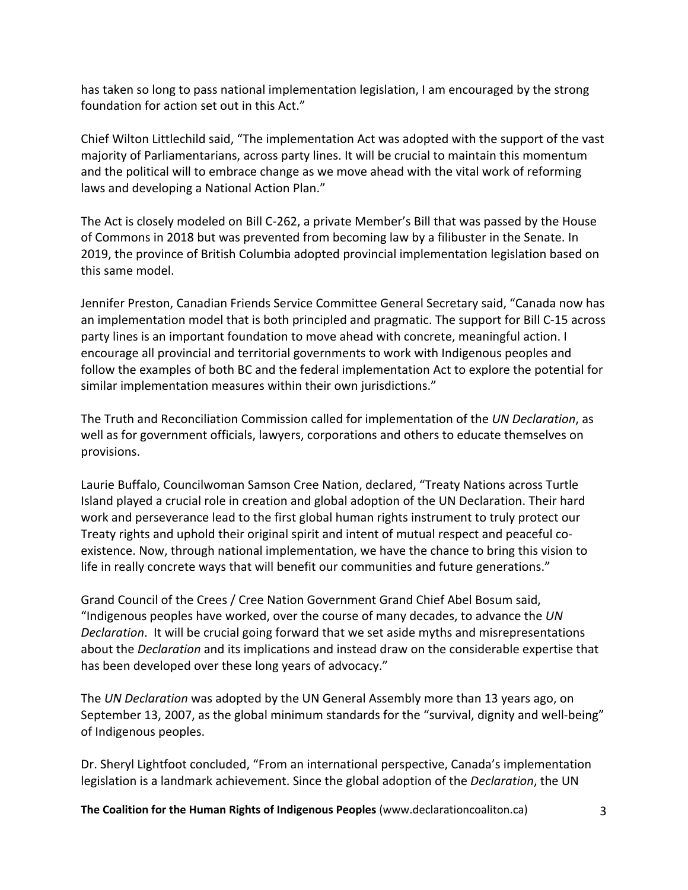has taken so long to pass national implementation legislation, I am encouraged by the strong foundation for action set out in this Act."

Chief Wilton Littlechild said, "The implementation Act was adopted with the support of the vast majority of Parliamentarians, across party lines. It will be crucial to maintain this momentum and the political will to embrace change as we move ahead with the vital work of reforming laws and developing a National Action Plan."

The Act is closely modeled on Bill C-262, a private Member's Bill that was passed by the House of Commons in 2018 but was prevented from becoming law by a filibuster in the Senate. In 2019, the province of British Columbia adopted provincial implementation legislation based on this same model.

Jennifer Preston, Canadian Friends Service Committee General Secretary said, "Canada now has an implementation model that is both principled and pragmatic. The support for Bill C-15 across party lines is an important foundation to move ahead with concrete, meaningful action. I encourage all provincial and territorial governments to work with Indigenous peoples and follow the examples of both BC and the federal implementation Act to explore the potential for similar implementation measures within their own jurisdictions."

The Truth and Reconciliation Commission called for implementation of the *UN Declaration*, as well as for government officials, lawyers, corporations and others to educate themselves on provisions.

Laurie Buffalo, Councilwoman Samson Cree Nation, declared, "Treaty Nations across Turtle Island played a crucial role in creation and global adoption of the UN Declaration. Their hard work and perseverance lead to the first global human rights instrument to truly protect our Treaty rights and uphold their original spirit and intent of mutual respect and peaceful co-existence. Now, through national implementation, we have the chance to bring this vision to life in really concrete ways that will benefit our communities and future generations."

Grand Council of the Crees / Cree Nation Government Grand Chief Abel Bosum said, "Indigenous peoples have worked, over the course of many decades, to advance the *UN Declaration*. It will be crucial going forward that we set aside myths and misrepresentations about the *Declaration* and its implications and instead draw on the considerable expertise that has been developed over these long years of advocacy."

The *UN Declaration* was adopted by the UN General Assembly more than 13 years ago, on September 13, 2007, as the global minimum standards for the "survival, dignity and well-being" of Indigenous peoples.

Dr. Sheryl Lightfoot concluded, "From an international perspective, Canada's implementation legislation is a landmark achievement. Since the global adoption of the *Declaration*, the UN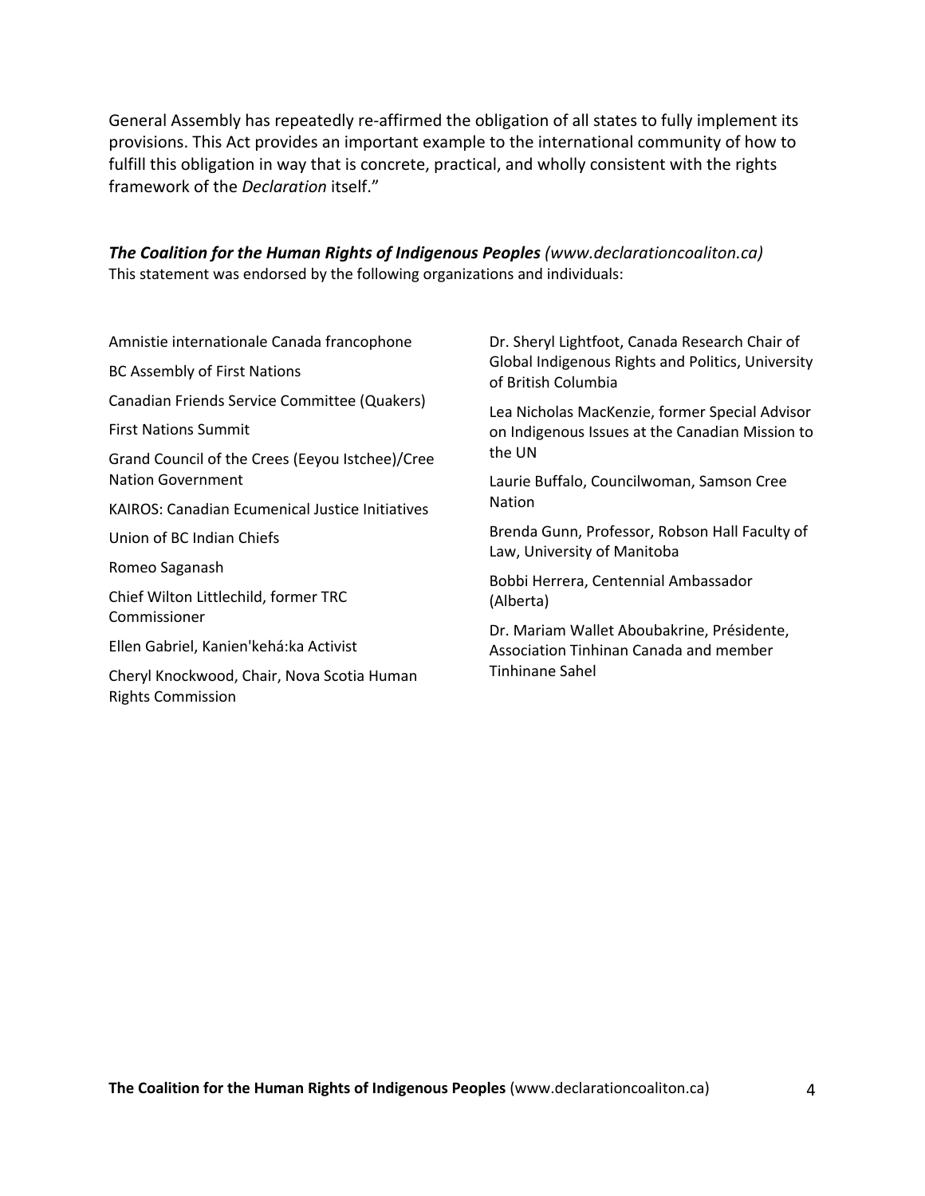General Assembly has repeatedly re-affirmed the obligation of all states to fully implement its provisions. This Act provides an important example to the international community of how to fulfill this obligation in way that is concrete, practical, and wholly consistent with the rights framework of the *Declaration* itself."

***The Coalition for the Human Rights of Indigenous Peoples*** *(www.declarationcoaliton.ca)*
This statement was endorsed by the following organizations and individuals:

Amnistie internationale Canada francophone

BC Assembly of First Nations

Canadian Friends Service Committee (Quakers)

First Nations Summit

Grand Council of the Crees (Eeyou Istchee)/Cree Nation Government

KAIROS: Canadian Ecumenical Justice Initiatives

Union of BC Indian Chiefs

Romeo Saganash

Chief Wilton Littlechild, former TRC Commissioner

Ellen Gabriel, Kanien'kehá:ka Activist

Cheryl Knockwood, Chair, Nova Scotia Human Rights Commission

Dr. Sheryl Lightfoot, Canada Research Chair of Global Indigenous Rights and Politics, University of British Columbia

Lea Nicholas MacKenzie, former Special Advisor on Indigenous Issues at the Canadian Mission to the UN

Laurie Buffalo, Councilwoman, Samson Cree Nation

Brenda Gunn, Professor, Robson Hall Faculty of Law, University of Manitoba

Bobbi Herrera, Centennial Ambassador (Alberta)

Dr. Mariam Wallet Aboubakrine, Présidente, Association Tinhinan Canada and member Tinhinane Sahel